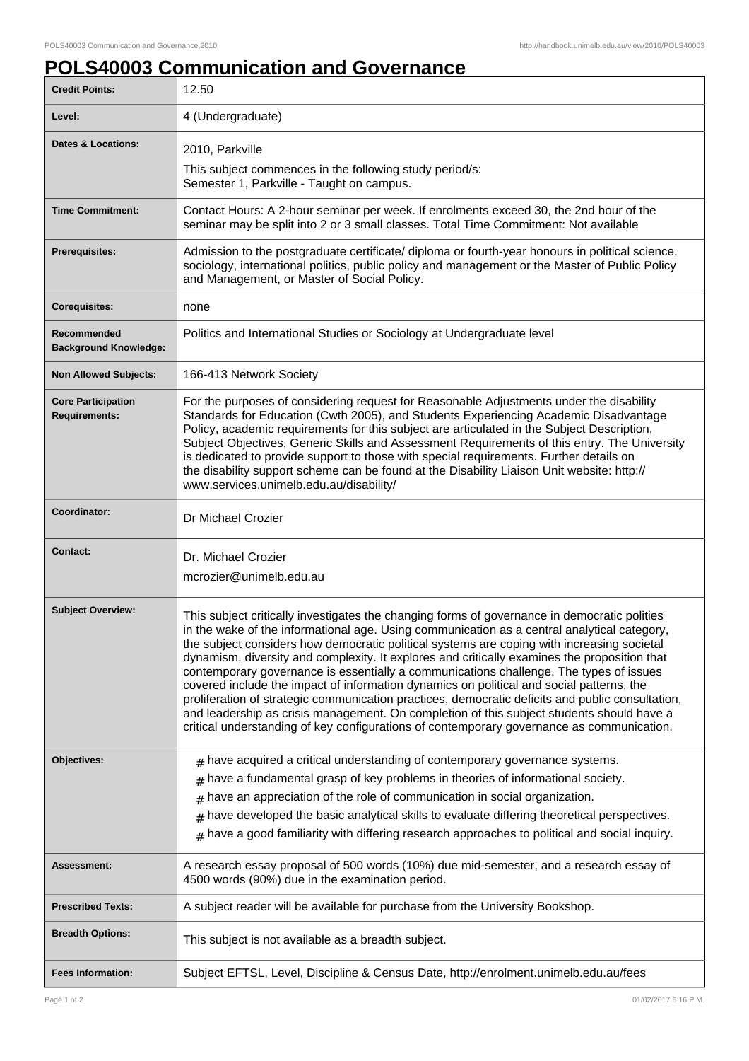# POLS40003 Communication and Governance

| | |
|---|---|
| **Credit Points:** | 12.50 |
| **Level:** | 4 (Undergraduate) |
| **Dates & Locations:** | 2010, Parkville<br>This subject commences in the following study period/s:<br>Semester 1, Parkville - Taught on campus. |
| **Time Commitment:** | Contact Hours: A 2-hour seminar per week. If enrolments exceed 30, the 2nd hour of the seminar may be split into 2 or 3 small classes. Total Time Commitment: Not available |
| **Prerequisites:** | Admission to the postgraduate certificate/ diploma or fourth-year honours in political science, sociology, international politics, public policy and management or the Master of Public Policy and Management, or Master of Social Policy. |
| **Corequisites:** | none |
| **Recommended Background Knowledge:** | Politics and International Studies or Sociology at Undergraduate level |
| **Non Allowed Subjects:** | 166-413 Network Society |
| **Core Participation Requirements:** | For the purposes of considering request for Reasonable Adjustments under the disability Standards for Education (Cwth 2005), and Students Experiencing Academic Disadvantage Policy, academic requirements for this subject are articulated in the Subject Description, Subject Objectives, Generic Skills and Assessment Requirements of this entry. The University is dedicated to provide support to those with special requirements. Further details on the disability support scheme can be found at the Disability Liaison Unit website: http://www.services.unimelb.edu.au/disability/ |
| **Coordinator:** | Dr Michael Crozier |
| **Contact:** | Dr. Michael Crozier<br>mcrozier@unimelb.edu.au |
| **Subject Overview:** | This subject critically investigates the changing forms of governance in democratic polities in the wake of the informational age. Using communication as a central analytical category, the subject considers how democratic political systems are coping with increasing societal dynamism, diversity and complexity. It explores and critically examines the proposition that contemporary governance is essentially a communications challenge. The types of issues covered include the impact of information dynamics on political and social patterns, the proliferation of strategic communication practices, democratic deficits and public consultation, and leadership as crisis management. On completion of this subject students should have a critical understanding of key configurations of contemporary governance as communication. |
| **Objectives:** | # have acquired a critical understanding of contemporary governance systems.<br># have a fundamental grasp of key problems in theories of informational society.<br># have an appreciation of the role of communication in social organization.<br># have developed the basic analytical skills to evaluate differing theoretical perspectives.<br># have a good familiarity with differing research approaches to political and social inquiry. |
| **Assessment:** | A research essay proposal of 500 words (10%) due mid-semester, and a research essay of 4500 words (90%) due in the examination period. |
| **Prescribed Texts:** | A subject reader will be available for purchase from the University Bookshop. |
| **Breadth Options:** | This subject is not available as a breadth subject. |
| **Fees Information:** | Subject EFTSL, Level, Discipline & Census Date, http://enrolment.unimelb.edu.au/fees |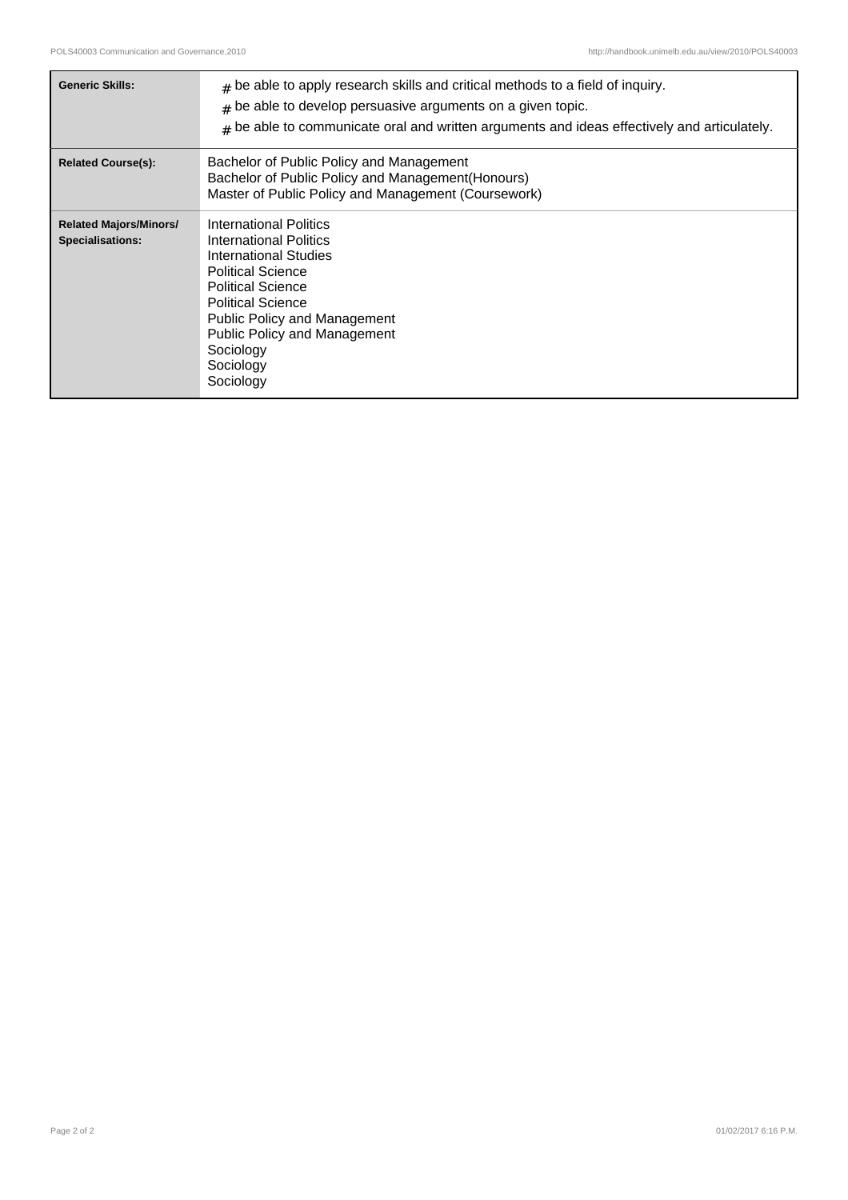| | |
|---|---|
| **Generic Skills:** | # be able to apply research skills and critical methods to a field of inquiry.<br># be able to develop persuasive arguments on a given topic.<br># be able to communicate oral and written arguments and ideas effectively and articulately. |
| **Related Course(s):** | Bachelor of Public Policy and Management<br>Bachelor of Public Policy and Management(Honours)<br>Master of Public Policy and Management (Coursework) |
| **Related Majors/Minors/ Specialisations:** | International Politics<br>International Politics<br>International Studies<br>Political Science<br>Political Science<br>Political Science<br>Public Policy and Management<br>Public Policy and Management<br>Sociology<br>Sociology<br>Sociology |